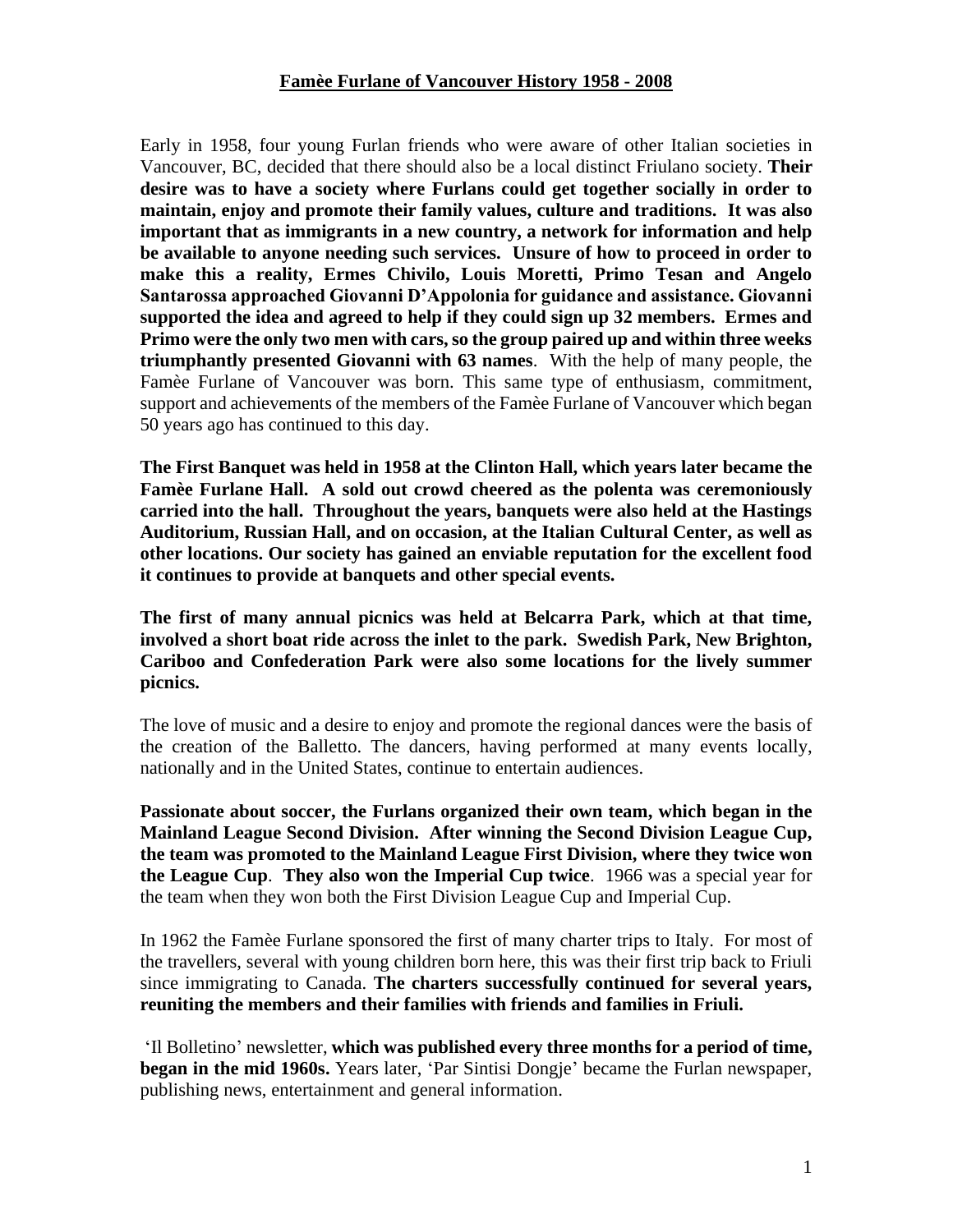# **Famèe Furlane of Vancouver History 1958 - 2008**

Early in 1958, four young Furlan friends who were aware of other Italian societies in Vancouver, BC, decided that there should also be a local distinct Friulano society. **Their desire was to have a society where Furlans could get together socially in order to maintain, enjoy and promote their family values, culture and traditions. It was also important that as immigrants in a new country, a network for information and help be available to anyone needing such services. Unsure of how to proceed in order to make this a reality, Ermes Chivilo, Louis Moretti, Primo Tesan and Angelo Santarossa approached Giovanni D'Appolonia for guidance and assistance. Giovanni supported the idea and agreed to help if they could sign up 32 members. Ermes and Primo were the only two men with cars, so the group paired up and within three weeks triumphantly presented Giovanni with 63 names**. With the help of many people, the Famèe Furlane of Vancouver was born. This same type of enthusiasm, commitment, support and achievements of the members of the Famèe Furlane of Vancouver which began 50 years ago has continued to this day.

**The First Banquet was held in 1958 at the Clinton Hall, which years later became the Famèe Furlane Hall. A sold out crowd cheered as the polenta was ceremoniously carried into the hall. Throughout the years, banquets were also held at the Hastings Auditorium, Russian Hall, and on occasion, at the Italian Cultural Center, as well as other locations. Our society has gained an enviable reputation for the excellent food it continues to provide at banquets and other special events.**

**The first of many annual picnics was held at Belcarra Park, which at that time, involved a short boat ride across the inlet to the park. Swedish Park, New Brighton, Cariboo and Confederation Park were also some locations for the lively summer picnics.**

The love of music and a desire to enjoy and promote the regional dances were the basis of the creation of the Balletto. The dancers, having performed at many events locally, nationally and in the United States, continue to entertain audiences.

**Passionate about soccer, the Furlans organized their own team, which began in the Mainland League Second Division. After winning the Second Division League Cup, the team was promoted to the Mainland League First Division, where they twice won the League Cup**. **They also won the Imperial Cup twice**. 1966 was a special year for the team when they won both the First Division League Cup and Imperial Cup.

In 1962 the Famèe Furlane sponsored the first of many charter trips to Italy. For most of the travellers, several with young children born here, this was their first trip back to Friuli since immigrating to Canada. **The charters successfully continued for several years, reuniting the members and their families with friends and families in Friuli.**

'Il Bolletino' newsletter, **which was published every three months for a period of time, began in the mid 1960s.** Years later, 'Par Sintisi Dongje' became the Furlan newspaper, publishing news, entertainment and general information.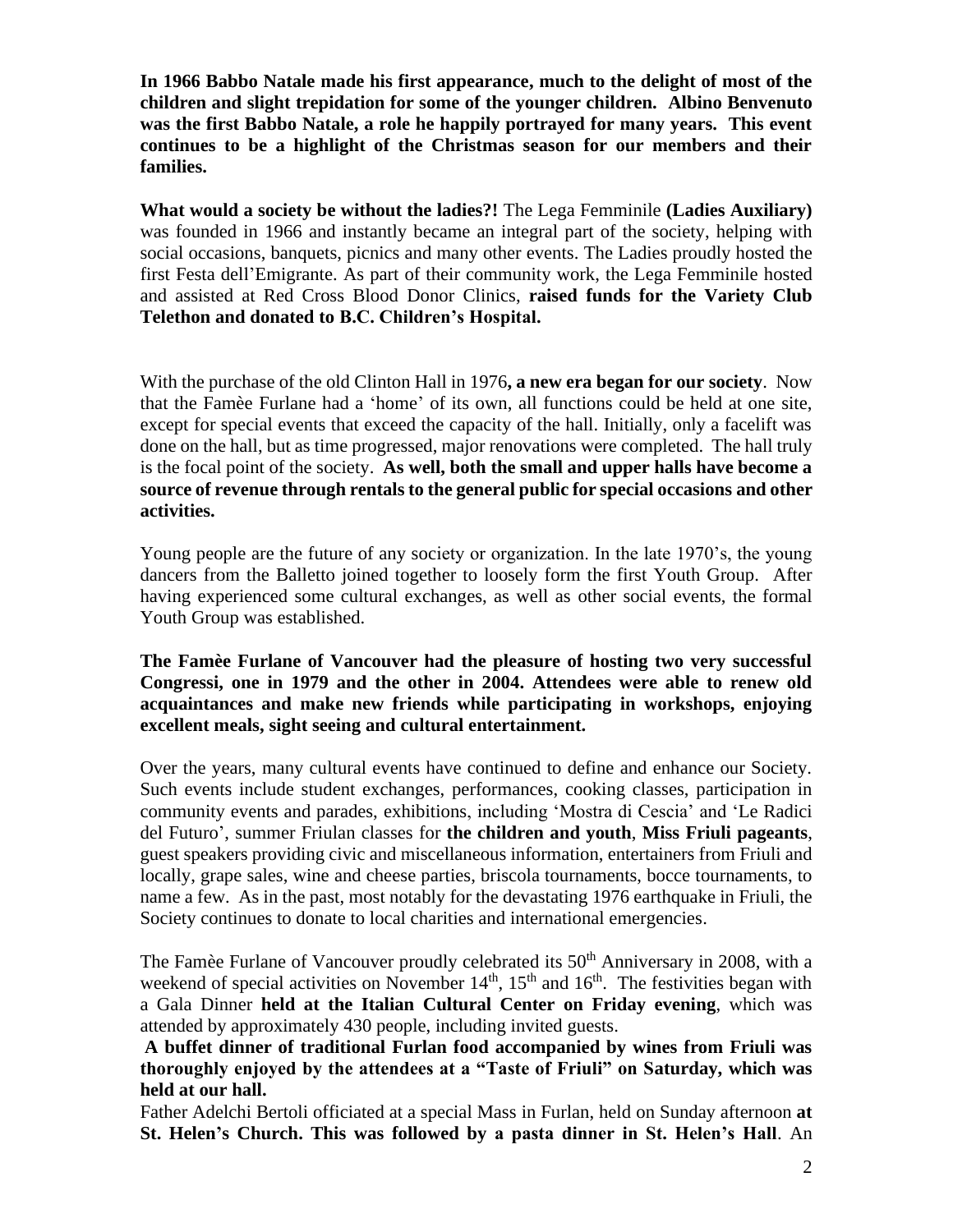**In 1966 Babbo Natale made his first appearance, much to the delight of most of the children and slight trepidation for some of the younger children. Albino Benvenuto was the first Babbo Natale, a role he happily portrayed for many years. This event continues to be a highlight of the Christmas season for our members and their families.**

**What would a society be without the ladies?!** The Lega Femminile **(Ladies Auxiliary)** was founded in 1966 and instantly became an integral part of the society, helping with social occasions, banquets, picnics and many other events. The Ladies proudly hosted the first Festa dell'Emigrante. As part of their community work, the Lega Femminile hosted and assisted at Red Cross Blood Donor Clinics, **raised funds for the Variety Club Telethon and donated to B.C. Children's Hospital.**

With the purchase of the old Clinton Hall in 1976**, a new era began for our society**. Now that the Famèe Furlane had a 'home' of its own, all functions could be held at one site, except for special events that exceed the capacity of the hall. Initially, only a facelift was done on the hall, but as time progressed, major renovations were completed. The hall truly is the focal point of the society. **As well, both the small and upper halls have become a source of revenue through rentals to the general public for special occasions and other activities.**

Young people are the future of any society or organization. In the late 1970's, the young dancers from the Balletto joined together to loosely form the first Youth Group. After having experienced some cultural exchanges, as well as other social events, the formal Youth Group was established.

**The Famèe Furlane of Vancouver had the pleasure of hosting two very successful Congressi, one in 1979 and the other in 2004. Attendees were able to renew old acquaintances and make new friends while participating in workshops, enjoying excellent meals, sight seeing and cultural entertainment.**

Over the years, many cultural events have continued to define and enhance our Society. Such events include student exchanges, performances, cooking classes, participation in community events and parades, exhibitions, including 'Mostra di Cescia' and 'Le Radici del Futuro', summer Friulan classes for **the children and youth**, **Miss Friuli pageants**, guest speakers providing civic and miscellaneous information, entertainers from Friuli and locally, grape sales, wine and cheese parties, briscola tournaments, bocce tournaments, to name a few. As in the past, most notably for the devastating 1976 earthquake in Friuli, the Society continues to donate to local charities and international emergencies.

The Famèe Furlane of Vancouver proudly celebrated its 50th Anniversary in 2008, with a weekend of special activities on November 14th, 15th and 16th. The festivities began with a Gala Dinner **held at the Italian Cultural Center on Friday evening**, which was attended by approximately 430 people, including invited guests.

**A buffet dinner of traditional Furlan food accompanied by wines from Friuli was thoroughly enjoyed by the attendees at a "Taste of Friuli" on Saturday, which was held at our hall.**

Father Adelchi Bertoli officiated at a special Mass in Furlan, held on Sunday afternoon **at St. Helen's Church. This was followed by a pasta dinner in St. Helen's Hall**. An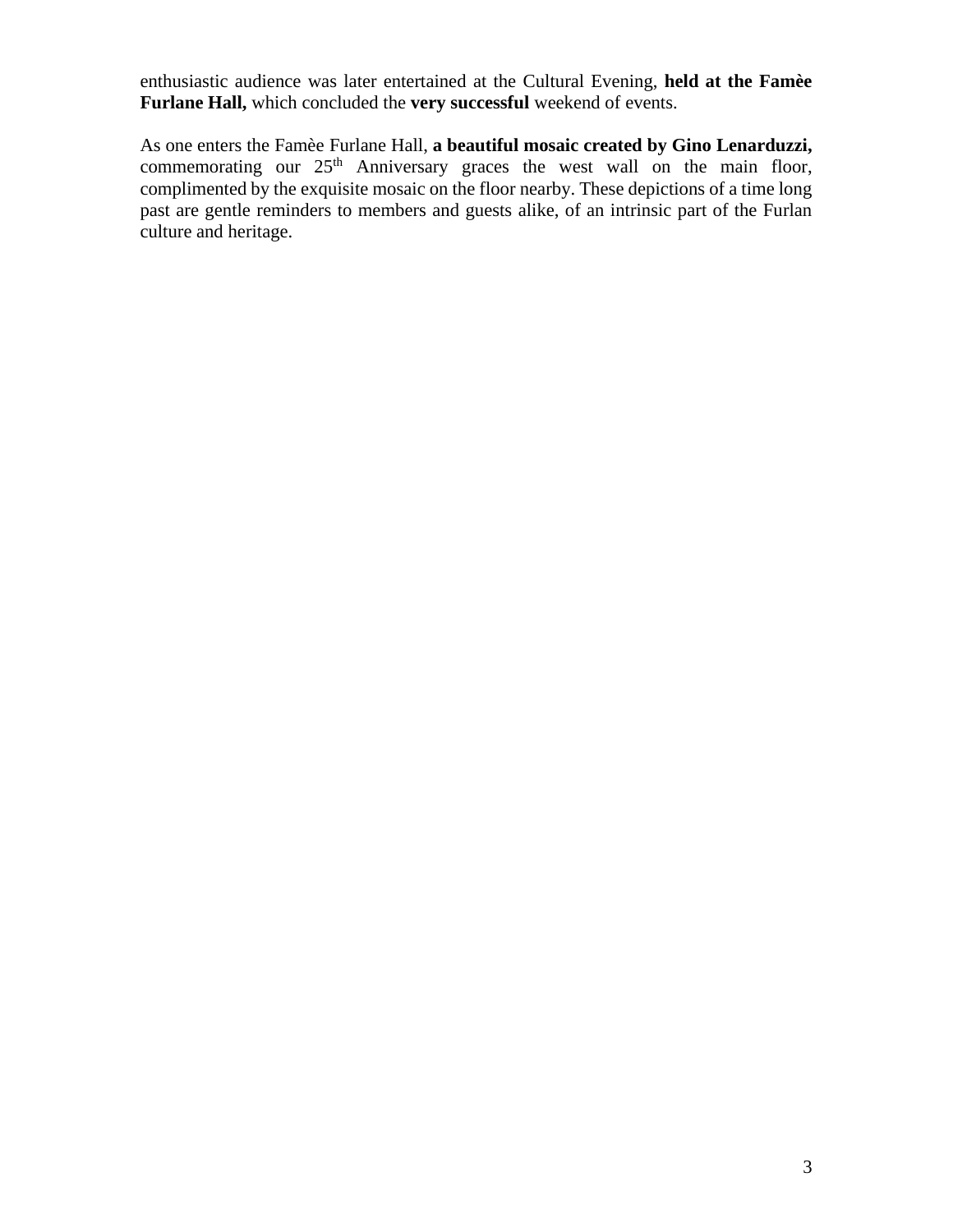enthusiastic audience was later entertained at the Cultural Evening, **held at the Famèe Furlane Hall,** which concluded the **very successful** weekend of events.

As one enters the Famèe Furlane Hall, **a beautiful mosaic created by Gino Lenarduzzi,** commemorating our 25th Anniversary graces the west wall on the main floor, complimented by the exquisite mosaic on the floor nearby. These depictions of a time long past are gentle reminders to members and guests alike, of an intrinsic part of the Furlan culture and heritage.